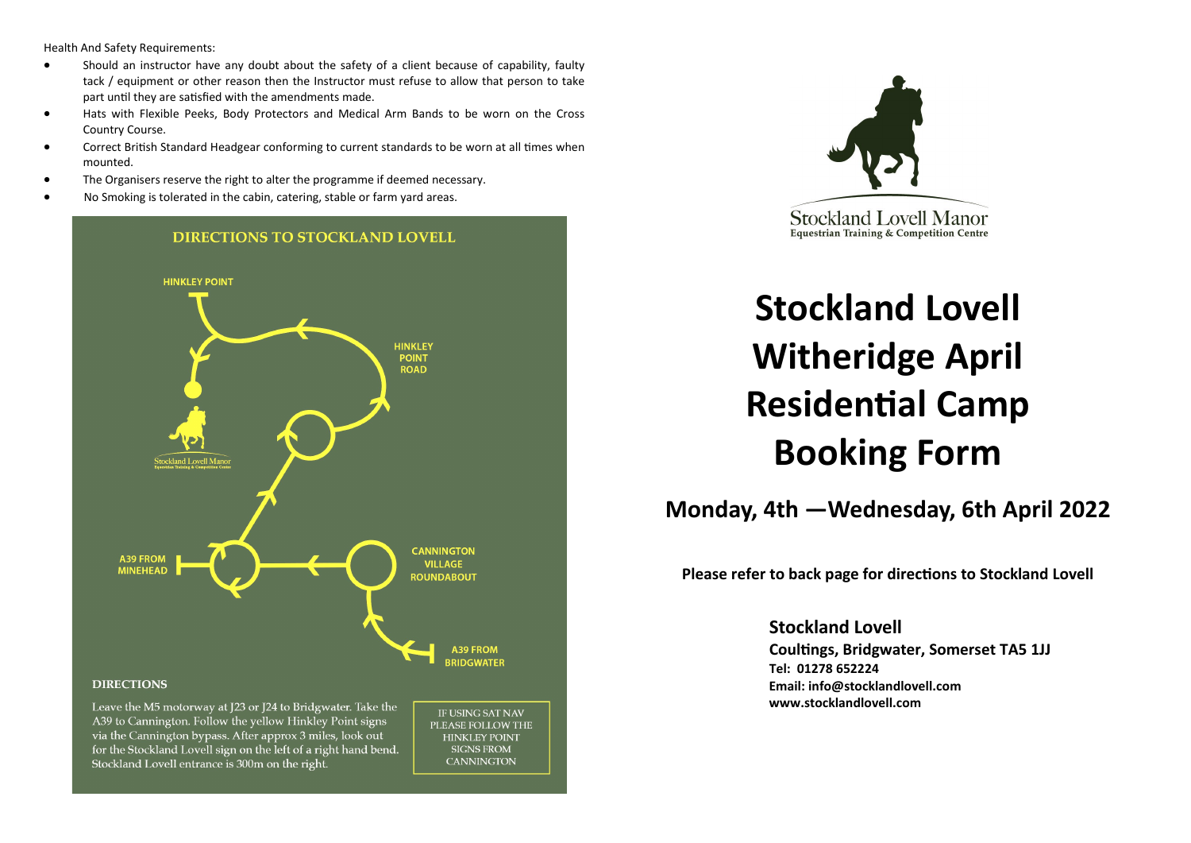Health And Safety Requirements:

- Should an instructor have any doubt about the safety of a client because of capability, faulty tack / equipment or other reason then the Instructor must refuse to allow that person to take part until they are satisfied with the amendments made.
- Hats with Flexible Peeks, Body Protectors and Medical Arm Bands to be worn on the Cross Country Course.
- Correct British Standard Headgear conforming to current standards to be worn at all times when mounted.
- The Organisers reserve the right to alter the programme if deemed necessary.
- No Smoking is tolerated in the cabin, catering, stable or farm yard areas.

## DIRECTIONS TO STOCKLAND LOVELL

HINKLEY POINT

HINKLEY POINT ROAD

Stockland Lovell Manor
Equestrian Training & Competition Centre

A39 FROM MINEHEAD

CANNINGTON VILLAGE ROUNDABOUT

A39 FROM BRIDGWATER

### DIRECTIONS

Leave the M5 motorway at J23 or J24 to Bridgwater. Take the A39 to Cannington. Follow the yellow Hinkley Point signs via the Cannington bypass. After approx 3 miles, look out for the Stockland Lovell sign on the left of a right hand bend. Stockland Lovell entrance is 300m on the right.

IF USING SAT NAV PLEASE FOLLOW THE HINKLEY POINT SIGNS FROM CANNINGTON

Stockland Lovell Manor
Equestrian Training & Competition Centre

# Stockland Lovell Witheridge April Residential Camp Booking Form

## Monday, 4th —Wednesday, 6th April 2022

**Please refer to back page for directions to Stockland Lovell**

**Stockland Lovell**
**Coultings, Bridgwater, Somerset TA5 1JJ**
**Tel: 01278 652224**
**Email: info@stocklandlovell.com**
**www.stocklandlovell.com**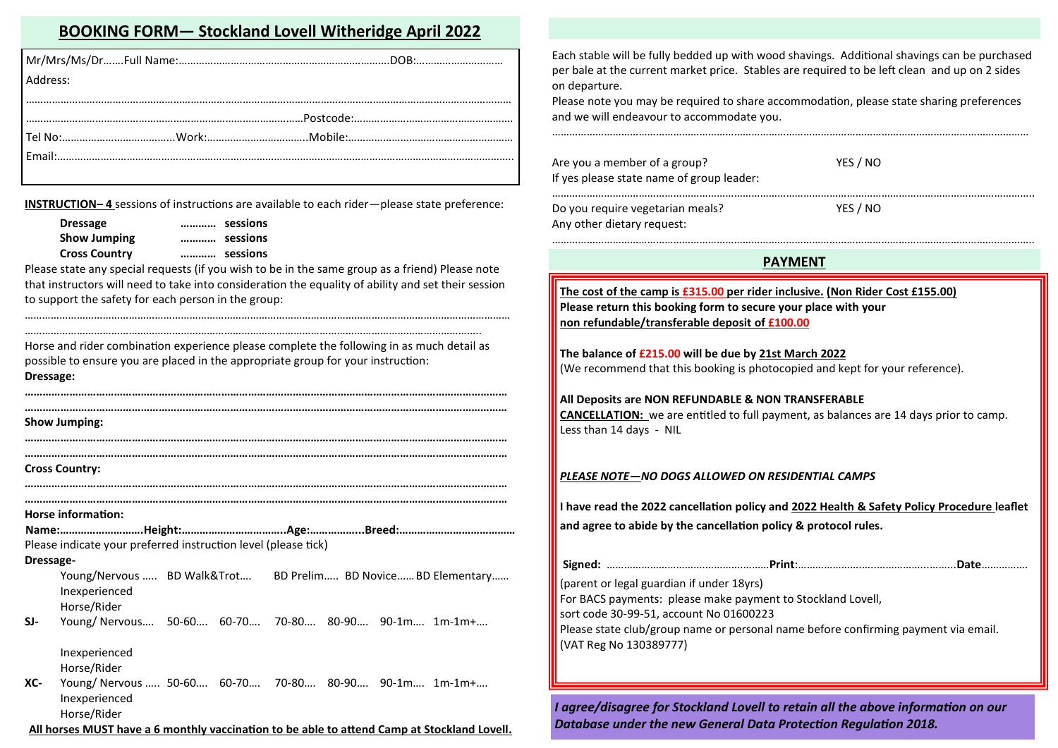# BOOKING FORM— Stockland Lovell Witheridge April 2022

Mr/Mrs/Ms/Dr…….Full Name:………………………………………………………………DOB:…………………………

Address:

………………………………………………………………………………………………………………………………

……………………………………………………………………………Postcode:………………………………………………

Tel No:…………………………………Work:……………………………..Mobile:…………………………………………………

Email:……………………………………………………………………………………………………………………………

**INSTRUCTION– 4** sessions of instructions are available to each rider—please state preference:

**Dressage** ……….. **sessions**
**Show Jumping** ……….. **sessions**
**Cross Country** ……….. **sessions**

Please state any special requests (if you wish to be in the same group as a friend) Please note that instructors will need to take into consideration the equality of ability and set their session to support the safety for each person in the group:

………………………………………………………………………………………………………………………………

………………………………………………………………………………………………………………………………

Horse and rider combination experience please complete the following in as much detail as possible to ensure you are placed in the appropriate group for your instruction:

**Dressage:**

………………………………………………………………………………………………………………………………

………………………………………………………………………………………………………………………………

**Show Jumping:**

………………………………………………………………………………………………………………………………

………………………………………………………………………………………………………………………………

**Cross Country:**

………………………………………………………………………………………………………………………………

………………………………………………………………………………………………………………………………

**Horse information:**

**Name:………………………Height:……………………………..Age:……………..Breed:…………………………………**

Please indicate your preferred instruction level (please tick)

**Dressage-**
Young/Nervous ….. Inexperienced Horse/Rider BD Walk&Trot…. BD Prelim….. BD Novice…… BD Elementary……

**SJ-** Young/ Nervous…. Inexperienced Horse/Rider 50-60…. 60-70…. 70-80…. 80-90…. 90-1m…. 1m-1m+….

**XC-** Young/ Nervous ….. Inexperienced Horse/Rider 50-60…. 60-70…. 70-80…. 80-90…. 90-1m…. 1m-1m+….

**All horses MUST have a 6 monthly vaccination to be able to attend Camp at Stockland Lovell.**

Each stable will be fully bedded up with wood shavings. Additional shavings can be purchased per bale at the current market price. Stables are required to be left clean and up on 2 sides on departure.
Please note you may be required to share accommodation, please state sharing preferences and we will endeavour to accommodate you.

………………………………………………………………………………………………………………………………

Are you a member of a group? YES / NO
If yes please state name of group leader:

………………………………………………………………………………………………………………………………

Do you require vegetarian meals? YES / NO
Any other dietary request:

………………………………………………………………………………………………………………………………

## PAYMENT

**The cost of the camp is £315.00 per rider inclusive. (Non Rider Cost £155.00)**
**Please return this booking form to secure your place with your non refundable/transferable deposit of £100.00**

**The balance of £215.00 will be due by 21st March 2022**
(We recommend that this booking is photocopied and kept for your reference).

**All Deposits are NON REFUNDABLE & NON TRANSFERABLE**
**CANCELLATION:** we are entitled to full payment, as balances are 14 days prior to camp.
Less than 14 days - NIL

***PLEASE NOTE—NO DOGS ALLOWED ON RESIDENTIAL CAMPS***

**I have read the 2022 cancellation policy and 2022 Health & Safety Policy Procedure leaflet and agree to abide by the cancellation policy & protocol rules.**

**Signed:** ………………………………………………**Print**:……………………………………………….**Date**……………

(parent or legal guardian if under 18yrs)
For BACS payments: please make payment to Stockland Lovell,
sort code 30-99-51, account No 01600223
Please state club/group name or personal name before confirming payment via email.
(VAT Reg No 130389777)

***I agree/disagree for Stockland Lovell to retain all the above information on our Database under the new General Data Protection Regulation 2018.***